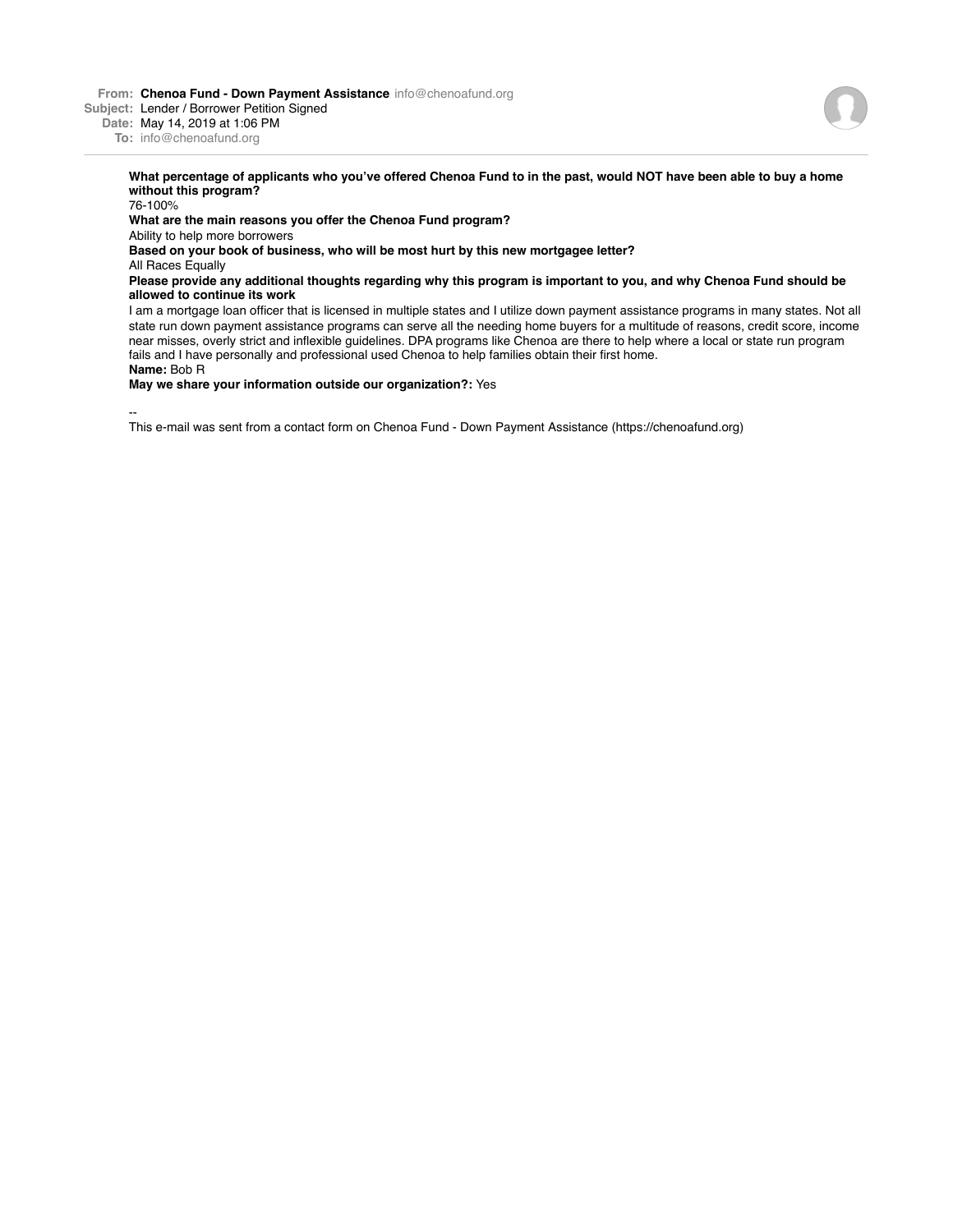**From:** **Chenoa Fund - Down Payment Assistance** info@chenoafund.org
**Subject:** Lender / Borrower Petition Signed
**Date:** May 14, 2019 at 1:06 PM
**To:** info@chenoafund.org

---

**What percentage of applicants who you've offered Chenoa Fund to in the past, would NOT have been able to buy a home without this program?**
76-100%
**What are the main reasons you offer the Chenoa Fund program?**
Ability to help more borrowers
**Based on your book of business, who will be most hurt by this new mortgagee letter?**
All Races Equally
**Please provide any additional thoughts regarding why this program is important to you, and why Chenoa Fund should be allowed to continue its work**
I am a mortgage loan officer that is licensed in multiple states and I utilize down payment assistance programs in many states. Not all state run down payment assistance programs can serve all the needing home buyers for a multitude of reasons, credit score, income near misses, overly strict and inflexible guidelines. DPA programs like Chenoa are there to help where a local or state run program fails and I have personally and professional used Chenoa to help families obtain their first home.
**Name:** Bob R
**May we share your information outside our organization?:** Yes

--
This e-mail was sent from a contact form on Chenoa Fund - Down Payment Assistance (https://chenoafund.org)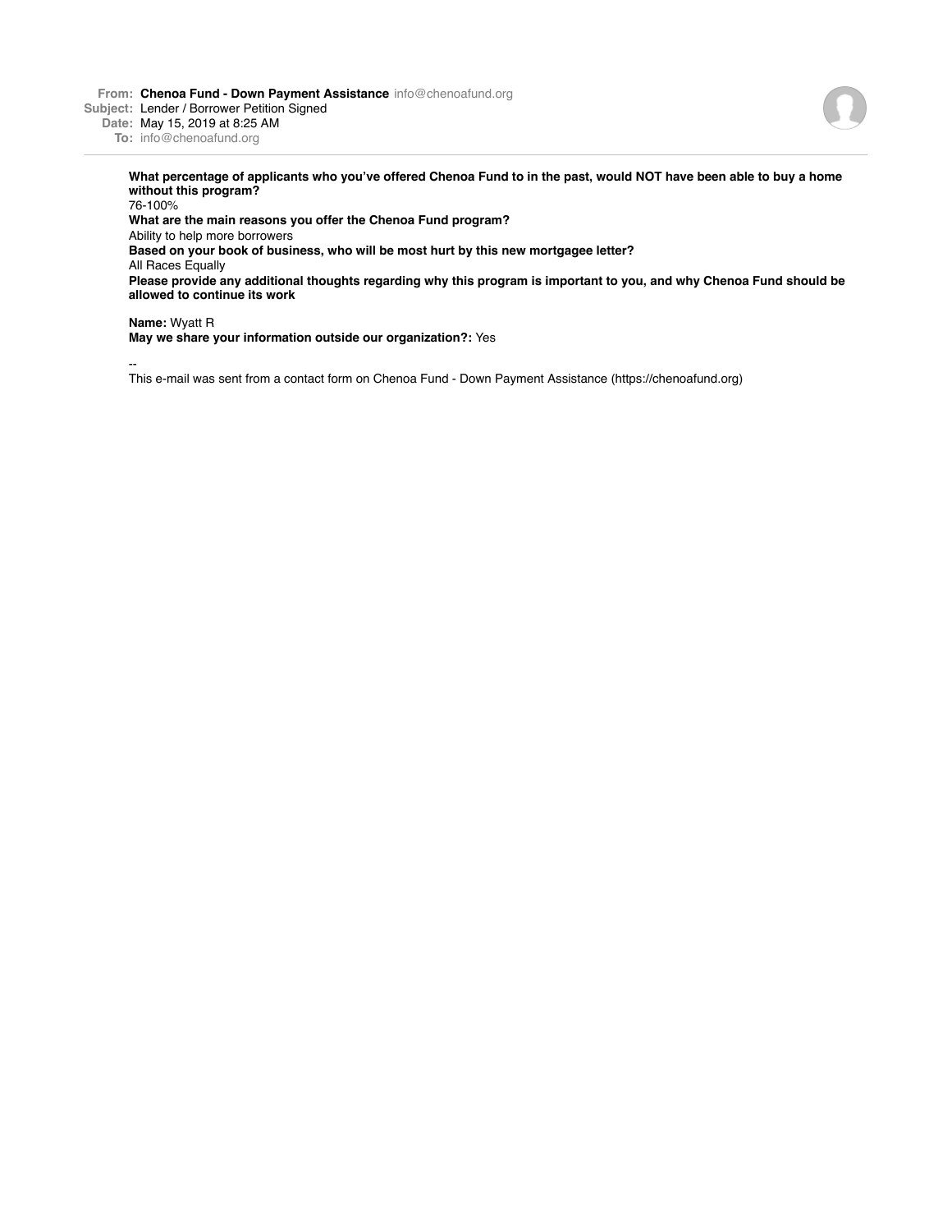**From:** **Chenoa Fund - Down Payment Assistance** info@chenoafund.org
**Subject:** Lender / Borrower Petition Signed
**Date:** May 15, 2019 at 8:25 AM
**To:** info@chenoafund.org

**What percentage of applicants who you've offered Chenoa Fund to in the past, would NOT have been able to buy a home without this program?**
76-100%
**What are the main reasons you offer the Chenoa Fund program?**
Ability to help more borrowers
**Based on your book of business, who will be most hurt by this new mortgagee letter?**
All Races Equally
**Please provide any additional thoughts regarding why this program is important to you, and why Chenoa Fund should be allowed to continue its work**

**Name:** Wyatt R
**May we share your information outside our organization?:** Yes

--
This e-mail was sent from a contact form on Chenoa Fund - Down Payment Assistance (https://chenoafund.org)